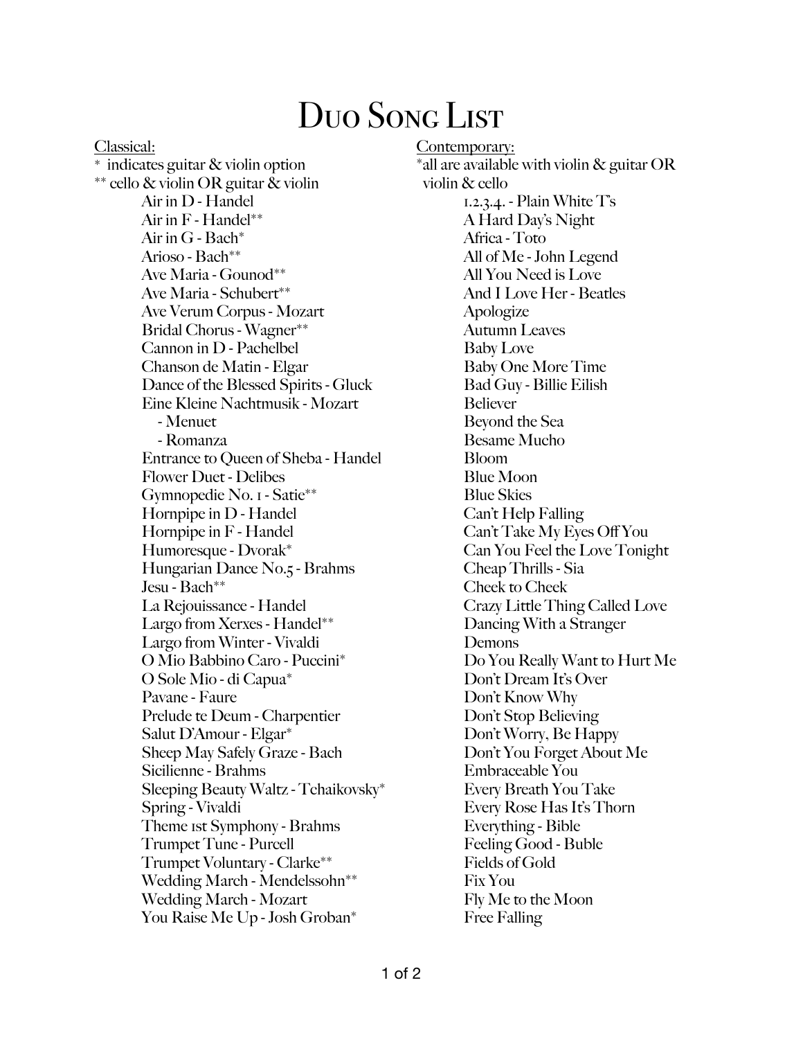# Duo Song List

Classical:

* indicates guitar & violin option
** cello & violin OR guitar & violin

- Air in D - Handel
- Air in F - Handel**
- Air in G - Bach*
- Arioso - Bach**
- Ave Maria - Gounod**
- Ave Maria - Schubert**
- Ave Verum Corpus - Mozart
- Bridal Chorus - Wagner**
- Cannon in D - Pachelbel
- Chanson de Matin - Elgar
- Dance of the Blessed Spirits - Gluck
- Eine Kleine Nachtmusik - Mozart
  - Menuet
  - Romanza
- Entrance to Queen of Sheba - Handel
- Flower Duet - Delibes
- Gymnopedie No. 1 - Satie**
- Hornpipe in D - Handel
- Hornpipe in F - Handel
- Humoresque - Dvorak*
- Hungarian Dance No.5 - Brahms
- Jesu - Bach**
- La Rejouissance - Handel
- Largo from Xerxes - Handel**
- Largo from Winter - Vivaldi
- O Mio Babbino Caro - Puccini*
- O Sole Mio - di Capua*
- Pavane - Faure
- Prelude te Deum - Charpentier
- Salut D'Amour - Elgar*
- Sheep May Safely Graze - Bach
- Sicilienne - Brahms
- Sleeping Beauty Waltz - Tchaikovsky*
- Spring - Vivaldi
- Theme 1st Symphony - Brahms
- Trumpet Tune - Purcell
- Trumpet Voluntary - Clarke**
- Wedding March - Mendelssohn**
- Wedding March - Mozart
- You Raise Me Up - Josh Groban*

Contemporary:

*all are available with violin & guitar OR violin & cello

- 1.2.3.4. - Plain White T's
- A Hard Day's Night
- Africa - Toto
- All of Me - John Legend
- All You Need is Love
- And I Love Her - Beatles
- Apologize
- Autumn Leaves
- Baby Love
- Baby One More Time
- Bad Guy - Billie Eilish
- Believer
- Beyond the Sea
- Besame Mucho
- Bloom
- Blue Moon
- Blue Skies
- Can't Help Falling
- Can't Take My Eyes Off You
- Can You Feel the Love Tonight
- Cheap Thrills - Sia
- Cheek to Cheek
- Crazy Little Thing Called Love
- Dancing With a Stranger
- Demons
- Do You Really Want to Hurt Me
- Don't Dream It's Over
- Don't Know Why
- Don't Stop Believing
- Don't Worry, Be Happy
- Don't You Forget About Me
- Embraceable You
- Every Breath You Take
- Every Rose Has It's Thorn
- Everything - Bible
- Feeling Good - Buble
- Fields of Gold
- Fix You
- Fly Me to the Moon
- Free Falling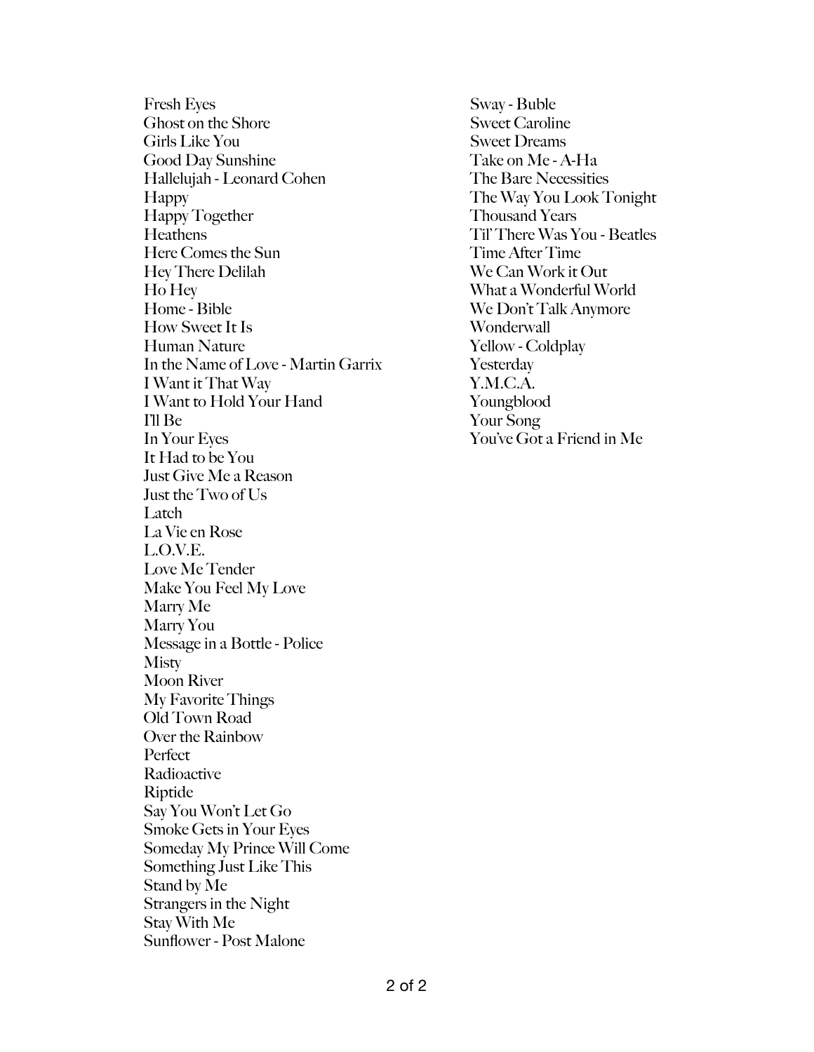Fresh Eyes
Ghost on the Shore
Girls Like You
Good Day Sunshine
Hallelujah - Leonard Cohen
Happy
Happy Together
Heathens
Here Comes the Sun
Hey There Delilah
Ho Hey
Home - Bible
How Sweet It Is
Human Nature
In the Name of Love - Martin Garrix
I Want it That Way
I Want to Hold Your Hand
I'll Be
In Your Eyes
It Had to be You
Just Give Me a Reason
Just the Two of Us
Latch
La Vie en Rose
L.O.V.E.
Love Me Tender
Make You Feel My Love
Marry Me
Marry You
Message in a Bottle - Police
Misty
Moon River
My Favorite Things
Old Town Road
Over the Rainbow
Perfect
Radioactive
Riptide
Say You Won't Let Go
Smoke Gets in Your Eyes
Someday My Prince Will Come
Something Just Like This
Stand by Me
Strangers in the Night
Stay With Me
Sunflower - Post Malone
Sway - Buble
Sweet Caroline
Sweet Dreams
Take on Me - A-Ha
The Bare Necessities
The Way You Look Tonight
Thousand Years
Til' There Was You - Beatles
Time After Time
We Can Work it Out
What a Wonderful World
We Don't Talk Anymore
Wonderwall
Yellow - Coldplay
Yesterday
Y.M.C.A.
Youngblood
Your Song
You've Got a Friend in Me